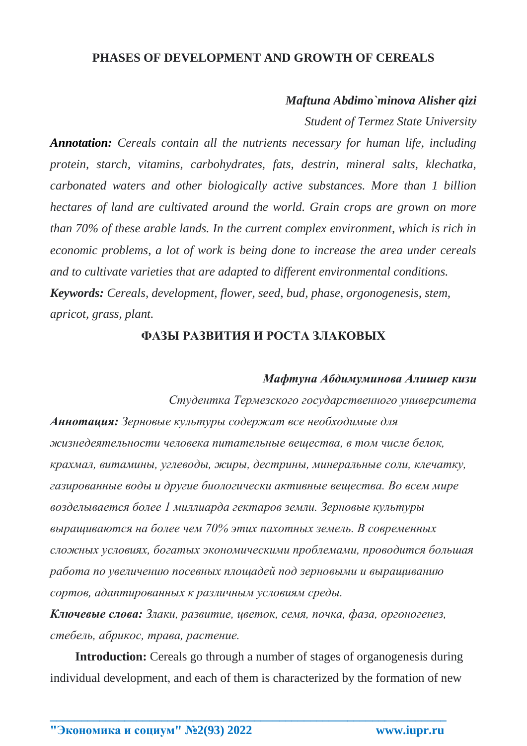## PHASES OF DEVELOPMENT AND GROWTH OF CEREALS

***Maftuna Abdimo`minova Alisher qizi***

*Student of Termez State University*

***Annotation:*** *Cereals contain all the nutrients necessary for human life, including protein, starch, vitamins, carbohydrates, fats, destrin, mineral salts, klechatka, carbonated waters and other biologically active substances. More than 1 billion hectares of land are cultivated around the world. Grain crops are grown on more than 70% of these arable lands. In the current complex environment, which is rich in economic problems, a lot of work is being done to increase the area under cereals and to cultivate varieties that are adapted to different environmental conditions.*

***Keywords:*** *Cereals, development, flower, seed, bud, phase, organogenesis, stem, apricot, grass, plant.*

## ФАЗЫ РАЗВИТИЯ И РОСТА ЗЛАКОВЫХ

***Мафтуна Абдимуминова Алишер кизи***

*Студентка Термезского государственного университета*

***Аннотация:*** *Зерновые культуры содержат все необходимые для жизнедеятельности человека питательные вещества, в том числе белок, крахмал, витамины, углеводы, жиры, дестрины, минеральные соли, клечатку, газированные воды и другие биологически активные вещества. Во всем мире возделывается более 1 миллиарда гектаров земли. Зерновые культуры выращиваются на более чем 70% этих пахотных земель. В современных сложных условиях, богатых экономическими проблемами, проводится большая работа по увеличению посевных площадей под зерновыми и выращиванию сортов, адаптированных к различным условиям среды.*

***Ключевые слова:*** *Злаки, развитие, цветок, семя, почка, фаза, оргоногенез, стебель, абрикос, трава, растение.*

**Introduction:** Cereals go through a number of stages of organogenesis during individual development, and each of them is characterized by the formation of new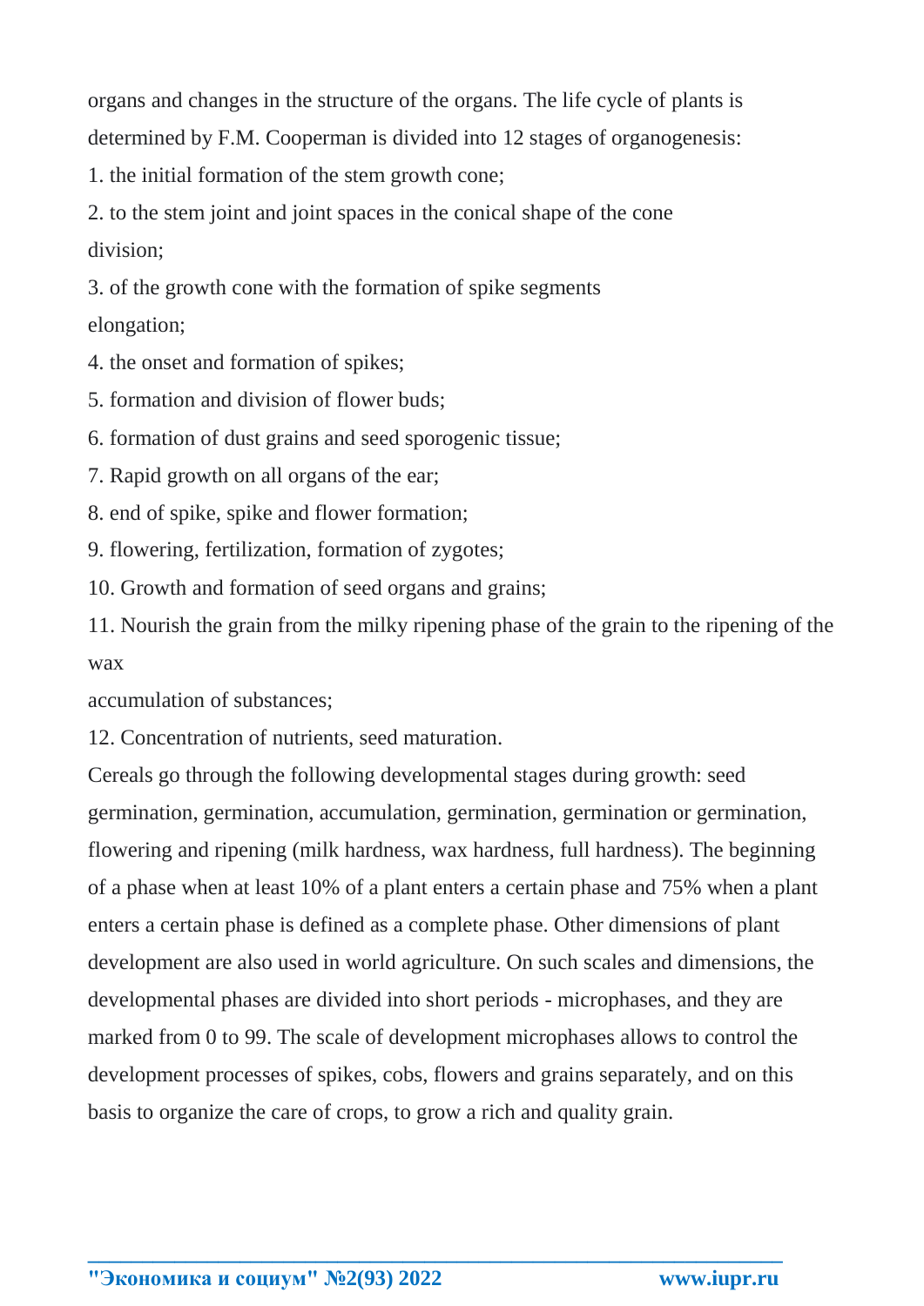organs and changes in the structure of the organs. The life cycle of plants is determined by F.M. Cooperman is divided into 12 stages of organogenesis:

1. the initial formation of the stem growth cone;
2. to the stem joint and joint spaces in the conical shape of the cone division;
3. of the growth cone with the formation of spike segments elongation;
4. the onset and formation of spikes;
5. formation and division of flower buds;
6. formation of dust grains and seed sporogenic tissue;
7. Rapid growth on all organs of the ear;
8. end of spike, spike and flower formation;
9. flowering, fertilization, formation of zygotes;
10. Growth and formation of seed organs and grains;
11. Nourish the grain from the milky ripening phase of the grain to the ripening of the wax accumulation of substances;
12. Concentration of nutrients, seed maturation.

Cereals go through the following developmental stages during growth: seed germination, germination, accumulation, germination, germination or germination, flowering and ripening (milk hardness, wax hardness, full hardness). The beginning of a phase when at least 10% of a plant enters a certain phase and 75% when a plant enters a certain phase is defined as a complete phase. Other dimensions of plant development are also used in world agriculture. On such scales and dimensions, the developmental phases are divided into short periods - microphases, and they are marked from 0 to 99. The scale of development microphases allows to control the development processes of spikes, cobs, flowers and grains separately, and on this basis to organize the care of crops, to grow a rich and quality grain.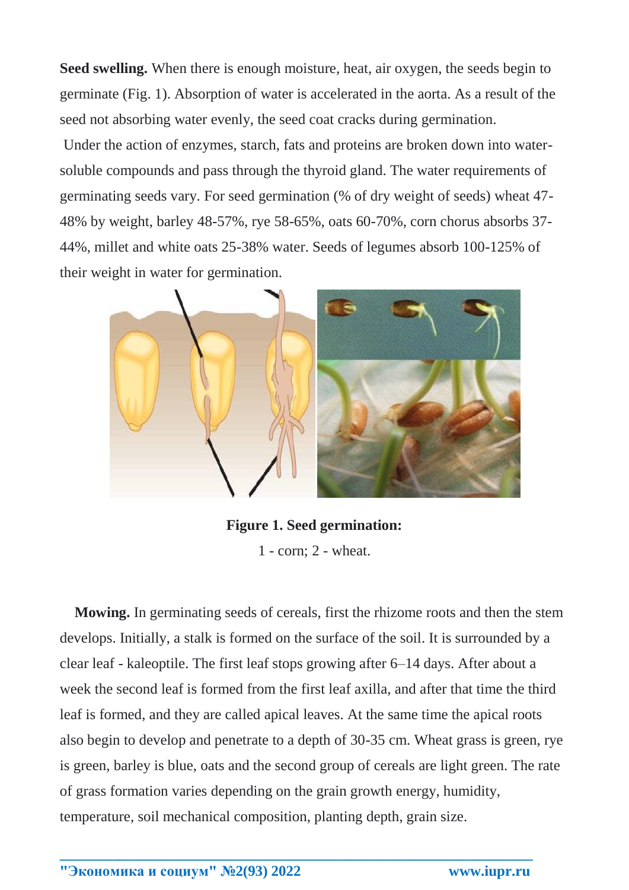**Seed swelling.** When there is enough moisture, heat, air oxygen, the seeds begin to germinate (Fig. 1). Absorption of water is accelerated in the aorta. As a result of the seed not absorbing water evenly, the seed coat cracks during germination.

Under the action of enzymes, starch, fats and proteins are broken down into water-soluble compounds and pass through the thyroid gland. The water requirements of germinating seeds vary. For seed germination (% of dry weight of seeds) wheat 47-48% by weight, barley 48-57%, rye 58-65%, oats 60-70%, corn chorus absorbs 37-44%, millet and white oats 25-38% water. Seeds of legumes absorb 100-125% of their weight in water for germination.

**Figure 1. Seed germination:**

1 - corn; 2 - wheat.

**Mowing.** In germinating seeds of cereals, first the rhizome roots and then the stem develops. Initially, a stalk is formed on the surface of the soil. It is surrounded by a clear leaf - kaleoptile. The first leaf stops growing after 6–14 days. After about a week the second leaf is formed from the first leaf axilla, and after that time the third leaf is formed, and they are called apical leaves. At the same time the apical roots also begin to develop and penetrate to a depth of 30-35 cm. Wheat grass is green, rye is green, barley is blue, oats and the second group of cereals are light green. The rate of grass formation varies depending on the grain growth energy, humidity, temperature, soil mechanical composition, planting depth, grain size.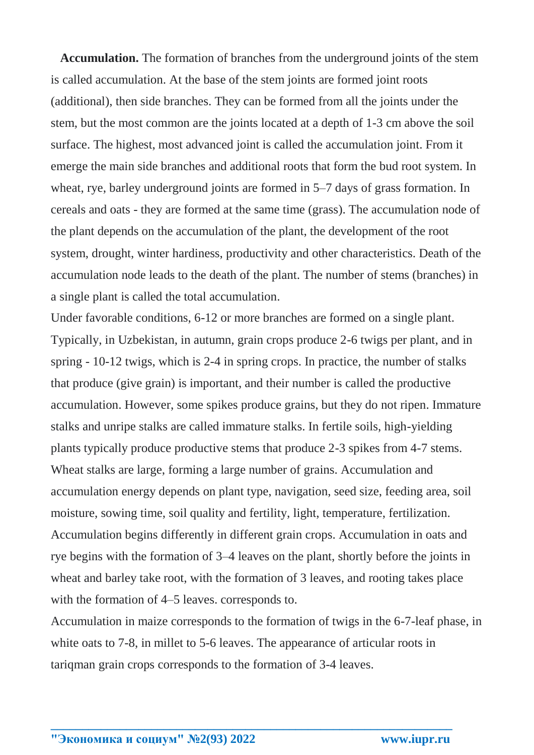**Accumulation.** The formation of branches from the underground joints of the stem is called accumulation. At the base of the stem joints are formed joint roots (additional), then side branches. They can be formed from all the joints under the stem, but the most common are the joints located at a depth of 1-3 cm above the soil surface. The highest, most advanced joint is called the accumulation joint. From it emerge the main side branches and additional roots that form the bud root system. In wheat, rye, barley underground joints are formed in 5–7 days of grass formation. In cereals and oats - they are formed at the same time (grass). The accumulation node of the plant depends on the accumulation of the plant, the development of the root system, drought, winter hardiness, productivity and other characteristics. Death of the accumulation node leads to the death of the plant. The number of stems (branches) in a single plant is called the total accumulation.

Under favorable conditions, 6-12 or more branches are formed on a single plant. Typically, in Uzbekistan, in autumn, grain crops produce 2-6 twigs per plant, and in spring - 10-12 twigs, which is 2-4 in spring crops. In practice, the number of stalks that produce (give grain) is important, and their number is called the productive accumulation. However, some spikes produce grains, but they do not ripen. Immature stalks and unripe stalks are called immature stalks. In fertile soils, high-yielding plants typically produce productive stems that produce 2-3 spikes from 4-7 stems. Wheat stalks are large, forming a large number of grains. Accumulation and accumulation energy depends on plant type, navigation, seed size, feeding area, soil moisture, sowing time, soil quality and fertility, light, temperature, fertilization. Accumulation begins differently in different grain crops. Accumulation in oats and rye begins with the formation of 3–4 leaves on the plant, shortly before the joints in wheat and barley take root, with the formation of 3 leaves, and rooting takes place with the formation of 4–5 leaves. corresponds to.

Accumulation in maize corresponds to the formation of twigs in the 6-7-leaf phase, in white oats to 7-8, in millet to 5-6 leaves. The appearance of articular roots in tariqman grain crops corresponds to the formation of 3-4 leaves.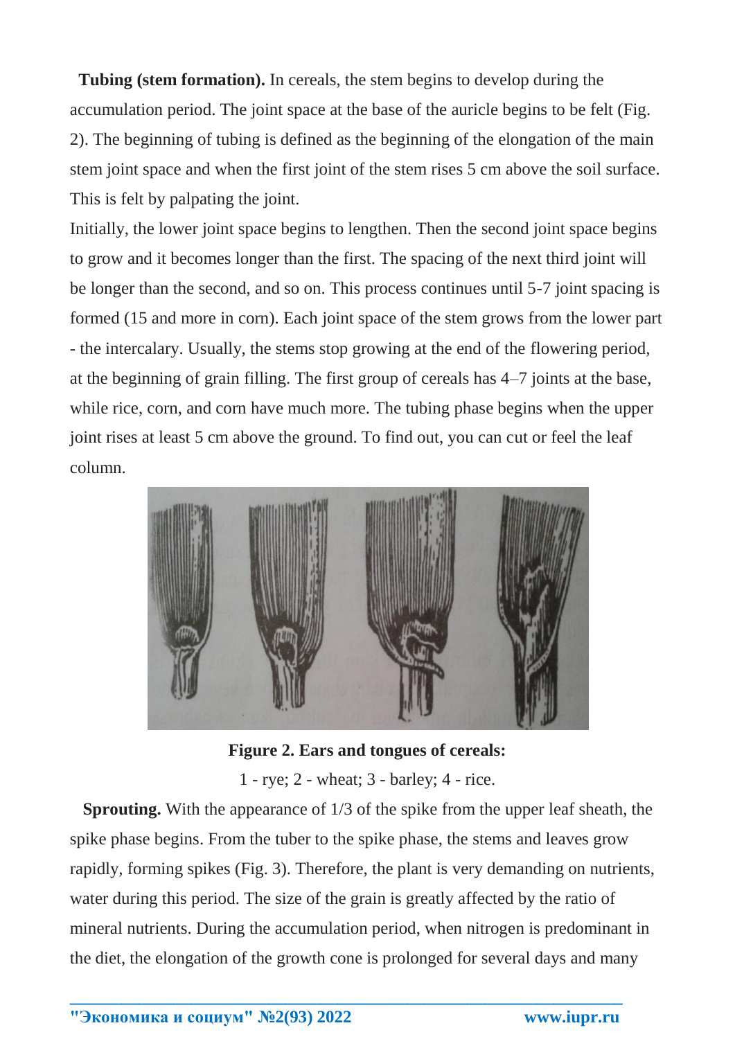**Tubing (stem formation).** In cereals, the stem begins to develop during the accumulation period. The joint space at the base of the auricle begins to be felt (Fig. 2). The beginning of tubing is defined as the beginning of the elongation of the main stem joint space and when the first joint of the stem rises 5 cm above the soil surface. This is felt by palpating the joint.

Initially, the lower joint space begins to lengthen. Then the second joint space begins to grow and it becomes longer than the first. The spacing of the next third joint will be longer than the second, and so on. This process continues until 5-7 joint spacing is formed (15 and more in corn). Each joint space of the stem grows from the lower part - the intercalary. Usually, the stems stop growing at the end of the flowering period, at the beginning of grain filling. The first group of cereals has 4–7 joints at the base, while rice, corn, and corn have much more. The tubing phase begins when the upper joint rises at least 5 cm above the ground. To find out, you can cut or feel the leaf column.

**Figure 2. Ears and tongues of cereals:**

1 - rye; 2 - wheat; 3 - barley; 4 - rice.

**Sprouting.** With the appearance of 1/3 of the spike from the upper leaf sheath, the spike phase begins. From the tuber to the spike phase, the stems and leaves grow rapidly, forming spikes (Fig. 3). Therefore, the plant is very demanding on nutrients, water during this period. The size of the grain is greatly affected by the ratio of mineral nutrients. During the accumulation period, when nitrogen is predominant in the diet, the elongation of the growth cone is prolonged for several days and many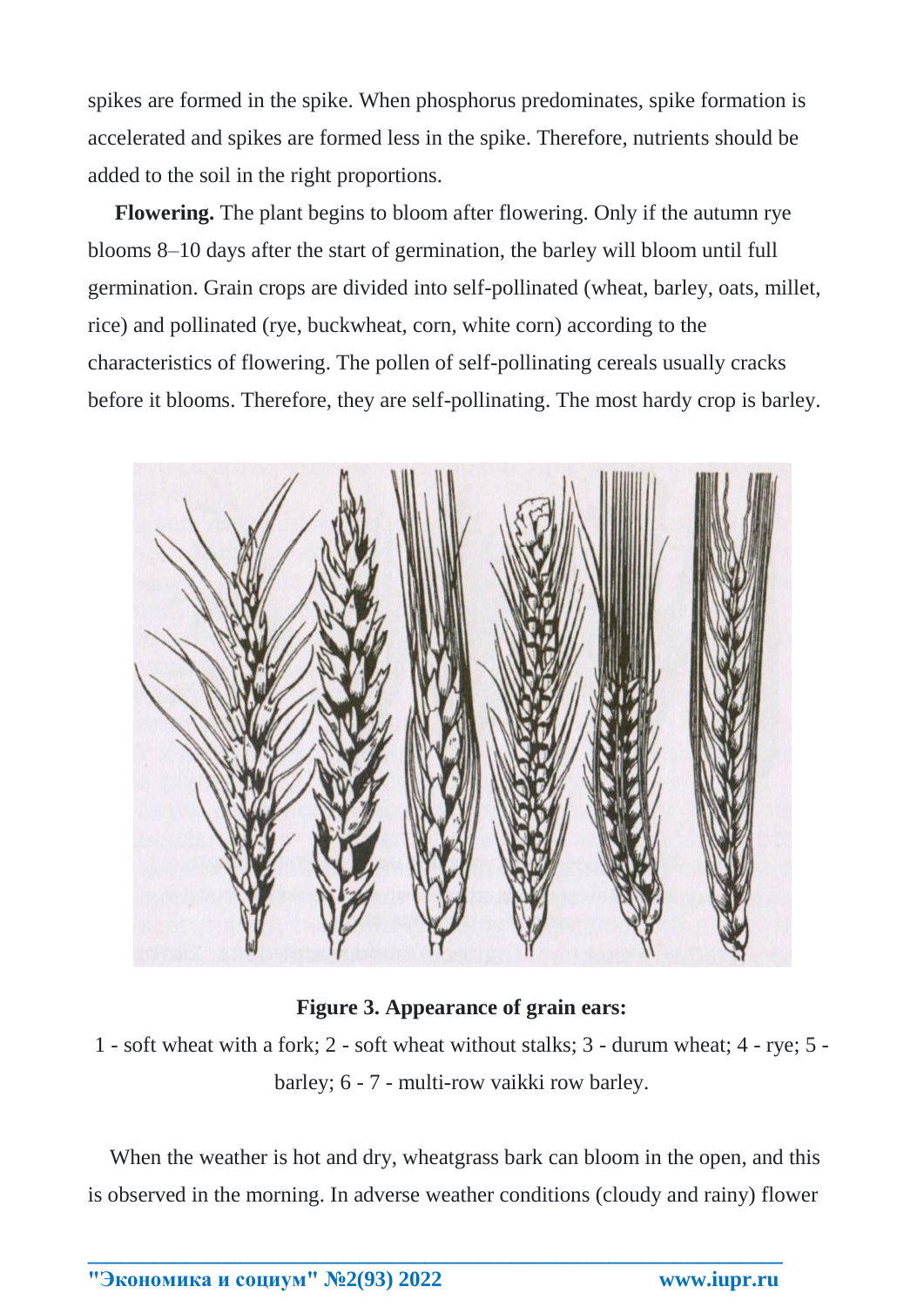spikes are formed in the spike. When phosphorus predominates, spike formation is accelerated and spikes are formed less in the spike. Therefore, nutrients should be added to the soil in the right proportions.

**Flowering.** The plant begins to bloom after flowering. Only if the autumn rye blooms 8–10 days after the start of germination, the barley will bloom until full germination. Grain crops are divided into self-pollinated (wheat, barley, oats, millet, rice) and pollinated (rye, buckwheat, corn, white corn) according to the characteristics of flowering. The pollen of self-pollinating cereals usually cracks before it blooms. Therefore, they are self-pollinating. The most hardy crop is barley.

**Figure 3. Appearance of grain ears:**

1 - soft wheat with a fork; 2 - soft wheat without stalks; 3 - durum wheat; 4 - rye; 5 - barley; 6 - 7 - multi-row vaikki row barley.

When the weather is hot and dry, wheatgrass bark can bloom in the open, and this is observed in the morning. In adverse weather conditions (cloudy and rainy) flower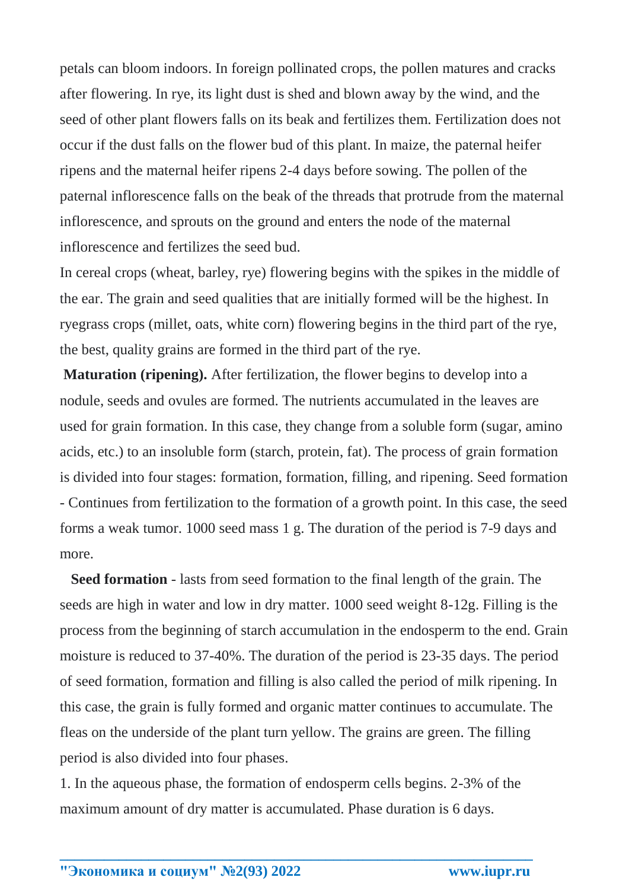petals can bloom indoors. In foreign pollinated crops, the pollen matures and cracks after flowering. In rye, its light dust is shed and blown away by the wind, and the seed of other plant flowers falls on its beak and fertilizes them. Fertilization does not occur if the dust falls on the flower bud of this plant. In maize, the paternal heifer ripens and the maternal heifer ripens 2-4 days before sowing. The pollen of the paternal inflorescence falls on the beak of the threads that protrude from the maternal inflorescence, and sprouts on the ground and enters the node of the maternal inflorescence and fertilizes the seed bud.

In cereal crops (wheat, barley, rye) flowering begins with the spikes in the middle of the ear. The grain and seed qualities that are initially formed will be the highest. In ryegrass crops (millet, oats, white corn) flowering begins in the third part of the rye, the best, quality grains are formed in the third part of the rye.

**Maturation (ripening).** After fertilization, the flower begins to develop into a nodule, seeds and ovules are formed. The nutrients accumulated in the leaves are used for grain formation. In this case, they change from a soluble form (sugar, amino acids, etc.) to an insoluble form (starch, protein, fat). The process of grain formation is divided into four stages: formation, formation, filling, and ripening. Seed formation - Continues from fertilization to the formation of a growth point. In this case, the seed forms a weak tumor. 1000 seed mass 1 g. The duration of the period is 7-9 days and more.

**Seed formation** - lasts from seed formation to the final length of the grain. The seeds are high in water and low in dry matter. 1000 seed weight 8-12g. Filling is the process from the beginning of starch accumulation in the endosperm to the end. Grain moisture is reduced to 37-40%. The duration of the period is 23-35 days. The period of seed formation, formation and filling is also called the period of milk ripening. In this case, the grain is fully formed and organic matter continues to accumulate. The fleas on the underside of the plant turn yellow. The grains are green. The filling period is also divided into four phases.

1. In the aqueous phase, the formation of endosperm cells begins. 2-3% of the maximum amount of dry matter is accumulated. Phase duration is 6 days.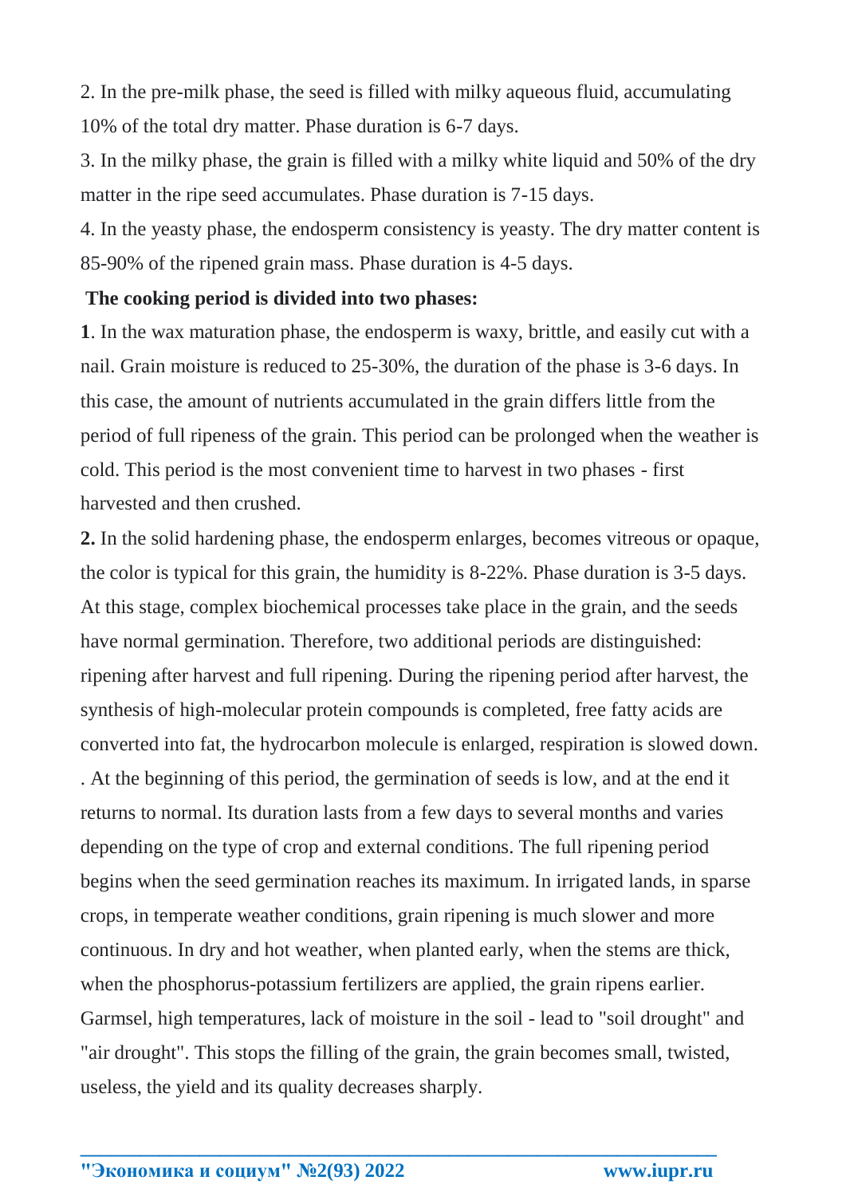2. In the pre-milk phase, the seed is filled with milky aqueous fluid, accumulating 10% of the total dry matter. Phase duration is 6-7 days.

3. In the milky phase, the grain is filled with a milky white liquid and 50% of the dry matter in the ripe seed accumulates. Phase duration is 7-15 days.

4. In the yeasty phase, the endosperm consistency is yeasty. The dry matter content is 85-90% of the ripened grain mass. Phase duration is 4-5 days.

**The cooking period is divided into two phases:**

**1**. In the wax maturation phase, the endosperm is waxy, brittle, and easily cut with a nail. Grain moisture is reduced to 25-30%, the duration of the phase is 3-6 days. In this case, the amount of nutrients accumulated in the grain differs little from the period of full ripeness of the grain. This period can be prolonged when the weather is cold. This period is the most convenient time to harvest in two phases - first harvested and then crushed.

**2.** In the solid hardening phase, the endosperm enlarges, becomes vitreous or opaque, the color is typical for this grain, the humidity is 8-22%. Phase duration is 3-5 days. At this stage, complex biochemical processes take place in the grain, and the seeds have normal germination. Therefore, two additional periods are distinguished: ripening after harvest and full ripening. During the ripening period after harvest, the synthesis of high-molecular protein compounds is completed, free fatty acids are converted into fat, the hydrocarbon molecule is enlarged, respiration is slowed down. . At the beginning of this period, the germination of seeds is low, and at the end it returns to normal. Its duration lasts from a few days to several months and varies depending on the type of crop and external conditions. The full ripening period begins when the seed germination reaches its maximum. In irrigated lands, in sparse crops, in temperate weather conditions, grain ripening is much slower and more continuous. In dry and hot weather, when planted early, when the stems are thick, when the phosphorus-potassium fertilizers are applied, the grain ripens earlier. Garmsel, high temperatures, lack of moisture in the soil - lead to "soil drought" and "air drought". This stops the filling of the grain, the grain becomes small, twisted, useless, the yield and its quality decreases sharply.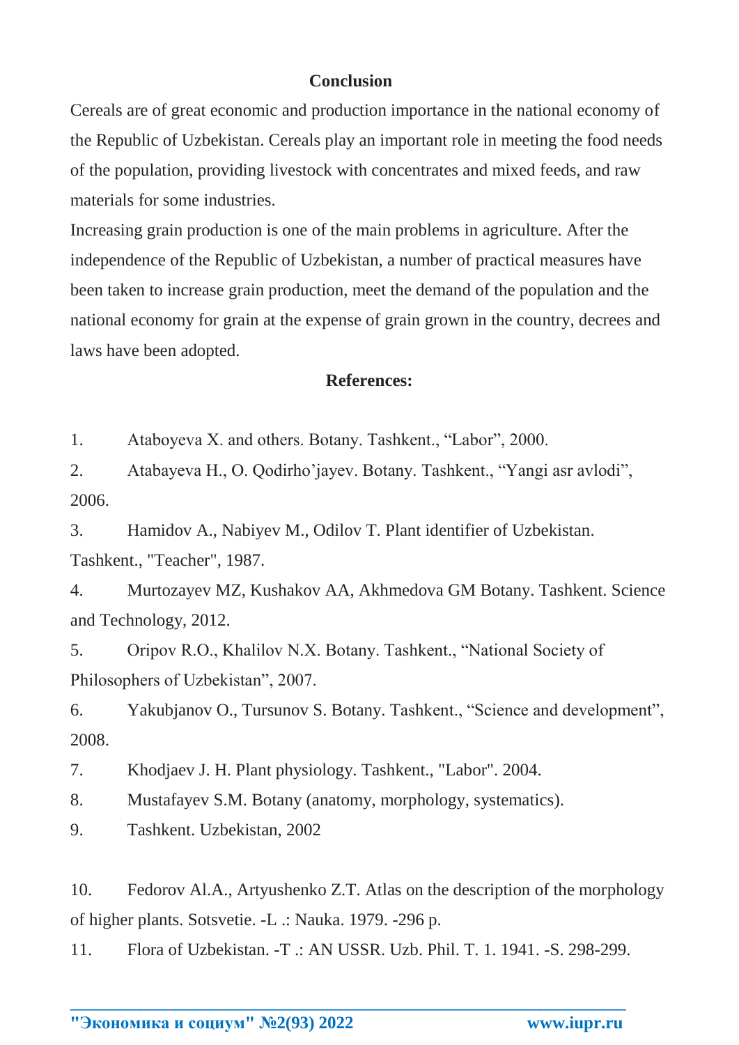## Conclusion

Cereals are of great economic and production importance in the national economy of the Republic of Uzbekistan. Cereals play an important role in meeting the food needs of the population, providing livestock with concentrates and mixed feeds, and raw materials for some industries.

Increasing grain production is one of the main problems in agriculture. After the independence of the Republic of Uzbekistan, a number of practical measures have been taken to increase grain production, meet the demand of the population and the national economy for grain at the expense of grain grown in the country, decrees and laws have been adopted.

## References:

1. Ataboyeva X. and others. Botany. Tashkent., “Labor”, 2000.
2. Atabayeva H., O. Qodirho’jayev. Botany. Tashkent., “Yangi asr avlodi”, 2006.
3. Hamidov A., Nabiyev M., Odilov T. Plant identifier of Uzbekistan. Tashkent., "Teacher", 1987.
4. Murtozayev MZ, Kushakov AA, Akhmedova GM Botany. Tashkent. Science and Technology, 2012.
5. Oripov R.O., Khalilov N.X. Botany. Tashkent., “National Society of Philosophers of Uzbekistan”, 2007.
6. Yakubjanov O., Tursunov S. Botany. Tashkent., “Science and development”, 2008.
7. Khodjaev J. H. Plant physiology. Tashkent., "Labor". 2004.
8. Mustafayev S.M. Botany (anatomy, morphology, systematics).
9. Tashkent. Uzbekistan, 2002
10. Fedorov Al.A., Artyushenko Z.T. Atlas on the description of the morphology of higher plants. Sotsvetie. -L .: Nauka. 1979. -296 p.
11. Flora of Uzbekistan. -T .: AN USSR. Uzb. Phil. T. 1. 1941. -S. 298-299.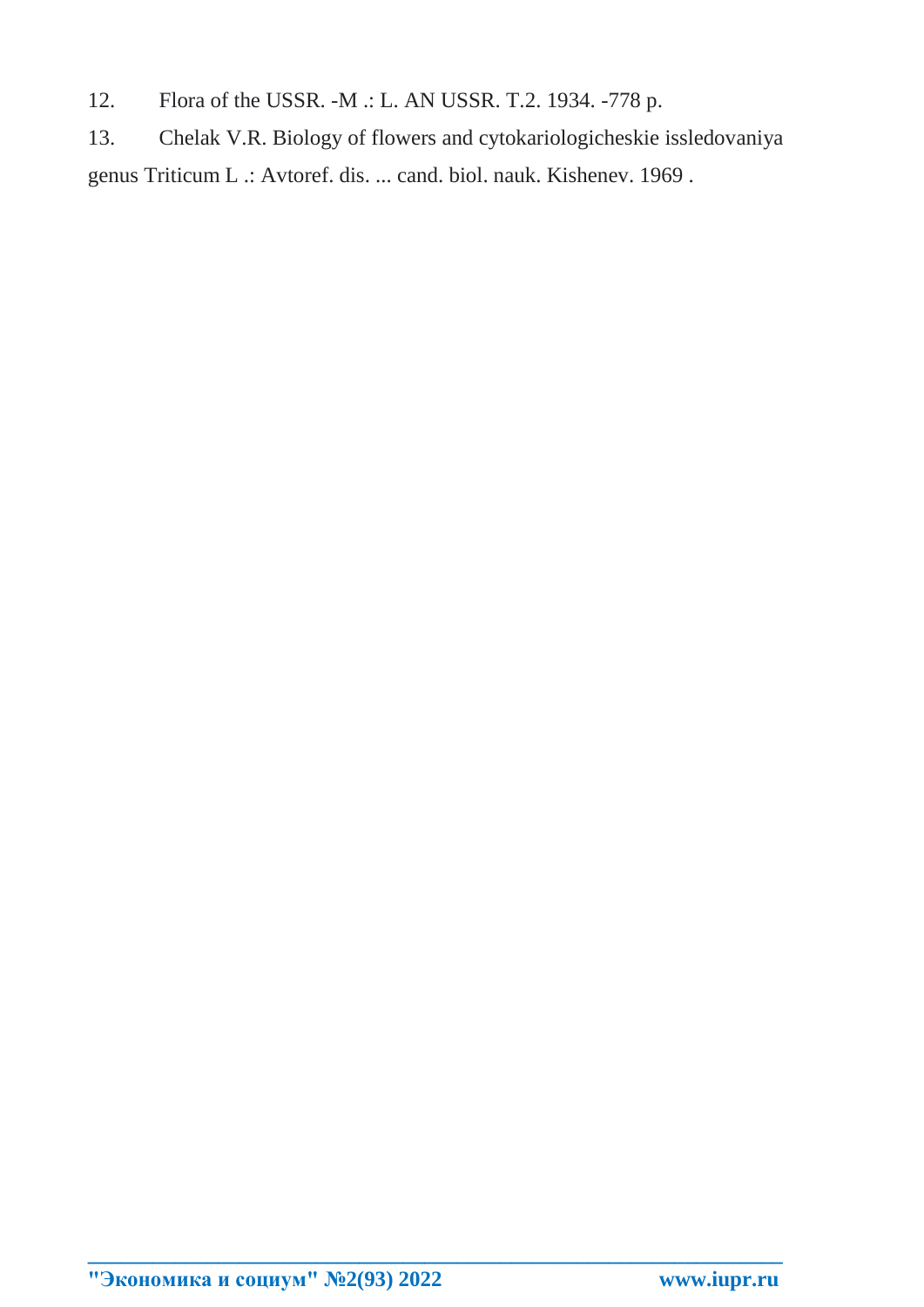12. Flora of the USSR. -M .: L. AN USSR. T.2. 1934. -778 p.

13. Chelak V.R. Biology of flowers and cytokariologicheskie issledovaniya genus Triticum L .: Avtoref. dis. ... cand. biol. nauk. Kishenev. 1969 .